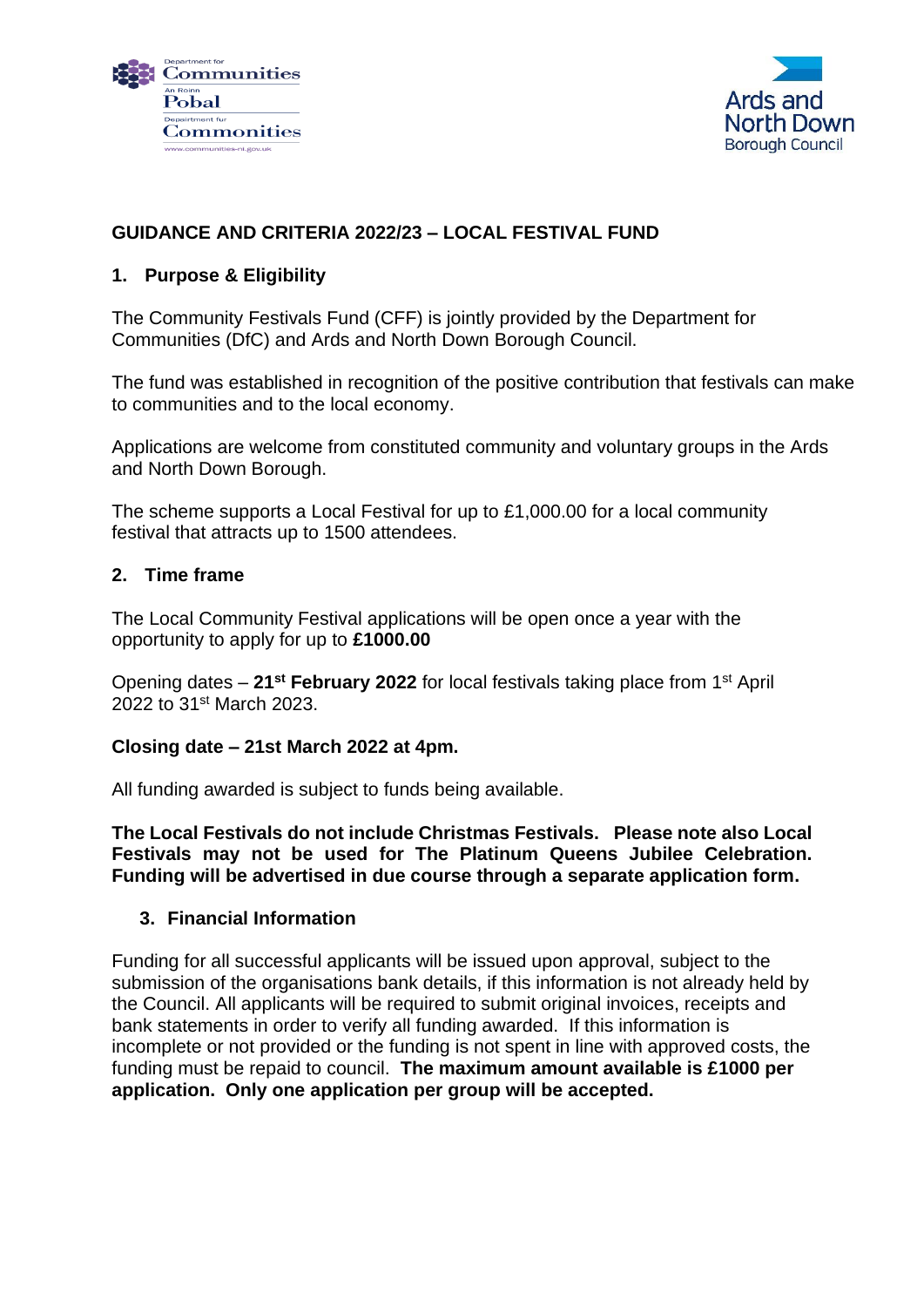## GUIDANCE AND CRITERIA 2022/23 – LOCAL FESTIVAL FUND

### 1. Purpose & Eligibility

The Community Festivals Fund (CFF) is jointly provided by the Department for Communities (DfC) and Ards and North Down Borough Council.

The fund was established in recognition of the positive contribution that festivals can make to communities and to the local economy.

Applications are welcome from constituted community and voluntary groups in the Ards and North Down Borough.

The scheme supports a Local Festival for up to £1,000.00 for a local community festival that attracts up to 1500 attendees.

### 2. Time frame

The Local Community Festival applications will be open once a year with the opportunity to apply for up to **£1000.00**

Opening dates – **21st February 2022** for local festivals taking place from 1st April 2022 to 31st March 2023.

**Closing date – 21st March 2022 at 4pm.**

All funding awarded is subject to funds being available.

**The Local Festivals do not include Christmas Festivals. Please note also Local Festivals may not be used for The Platinum Queens Jubilee Celebration. Funding will be advertised in due course through a separate application form.**

### 3. Financial Information

Funding for all successful applicants will be issued upon approval, subject to the submission of the organisations bank details, if this information is not already held by the Council. All applicants will be required to submit original invoices, receipts and bank statements in order to verify all funding awarded. If this information is incomplete or not provided or the funding is not spent in line with approved costs, the funding must be repaid to council. **The maximum amount available is £1000 per application. Only one application per group will be accepted.**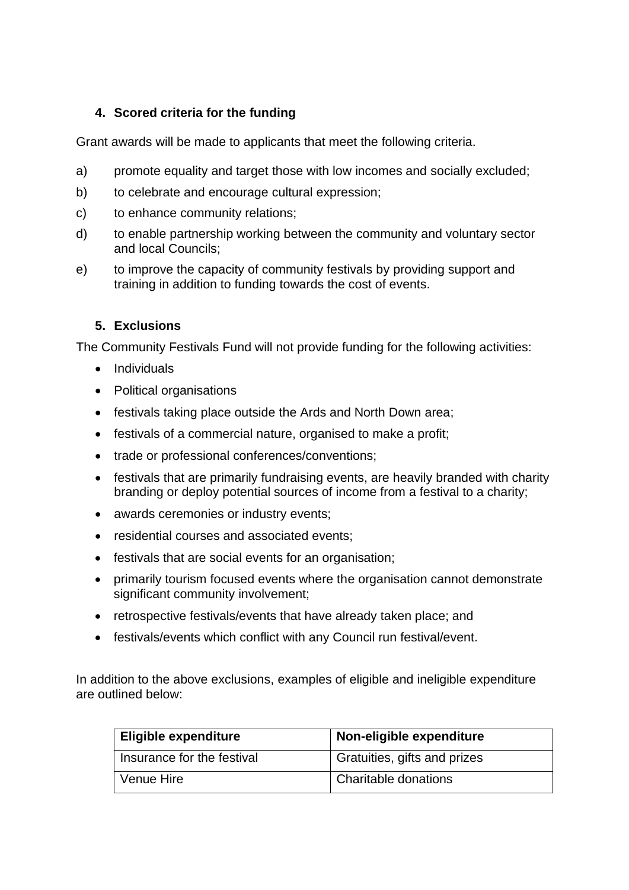### 4. Scored criteria for the funding

Grant awards will be made to applicants that meet the following criteria.

a) promote equality and target those with low incomes and socially excluded;

b) to celebrate and encourage cultural expression;

c) to enhance community relations;

d) to enable partnership working between the community and voluntary sector and local Councils;

e) to improve the capacity of community festivals by providing support and training in addition to funding towards the cost of events.

### 5. Exclusions

The Community Festivals Fund will not provide funding for the following activities:

- Individuals
- Political organisations
- festivals taking place outside the Ards and North Down area;
- festivals of a commercial nature, organised to make a profit;
- trade or professional conferences/conventions;
- festivals that are primarily fundraising events, are heavily branded with charity branding or deploy potential sources of income from a festival to a charity;
- awards ceremonies or industry events;
- residential courses and associated events;
- festivals that are social events for an organisation;
- primarily tourism focused events where the organisation cannot demonstrate significant community involvement;
- retrospective festivals/events that have already taken place; and
- festivals/events which conflict with any Council run festival/event.

In addition to the above exclusions, examples of eligible and ineligible expenditure are outlined below:

| Eligible expenditure | Non-eligible expenditure |
|---|---|
| Insurance for the festival | Gratuities, gifts and prizes |
| Venue Hire | Charitable donations |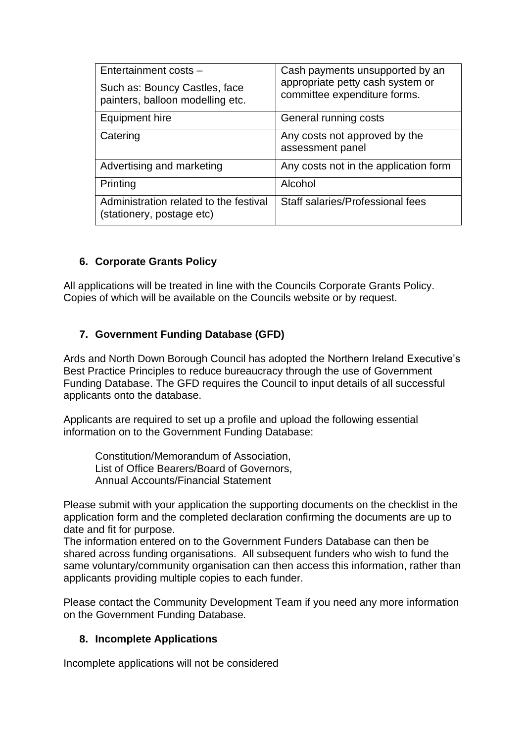| Entertainment costs – Such as: Bouncy Castles, face painters, balloon modelling etc. | Cash payments unsupported by an appropriate petty cash system or committee expenditure forms. |
| --- | --- |
| Equipment hire | General running costs |
| Catering | Any costs not approved by the assessment panel |
| Advertising and marketing | Any costs not in the application form |
| Printing | Alcohol |
| Administration related to the festival (stationery, postage etc) | Staff salaries/Professional fees |

## 6. Corporate Grants Policy

All applications will be treated in line with the Councils Corporate Grants Policy. Copies of which will be available on the Councils website or by request.

## 7. Government Funding Database (GFD)

Ards and North Down Borough Council has adopted the Northern Ireland Executive's Best Practice Principles to reduce bureaucracy through the use of Government Funding Database. The GFD requires the Council to input details of all successful applicants onto the database.

Applicants are required to set up a profile and upload the following essential information on to the Government Funding Database:

Constitution/Memorandum of Association,
List of Office Bearers/Board of Governors,
Annual Accounts/Financial Statement

Please submit with your application the supporting documents on the checklist in the application form and the completed declaration confirming the documents are up to date and fit for purpose.
The information entered on to the Government Funders Database can then be shared across funding organisations. All subsequent funders who wish to fund the same voluntary/community organisation can then access this information, rather than applicants providing multiple copies to each funder.

Please contact the Community Development Team if you need any more information on the Government Funding Database.

## 8. Incomplete Applications

Incomplete applications will not be considered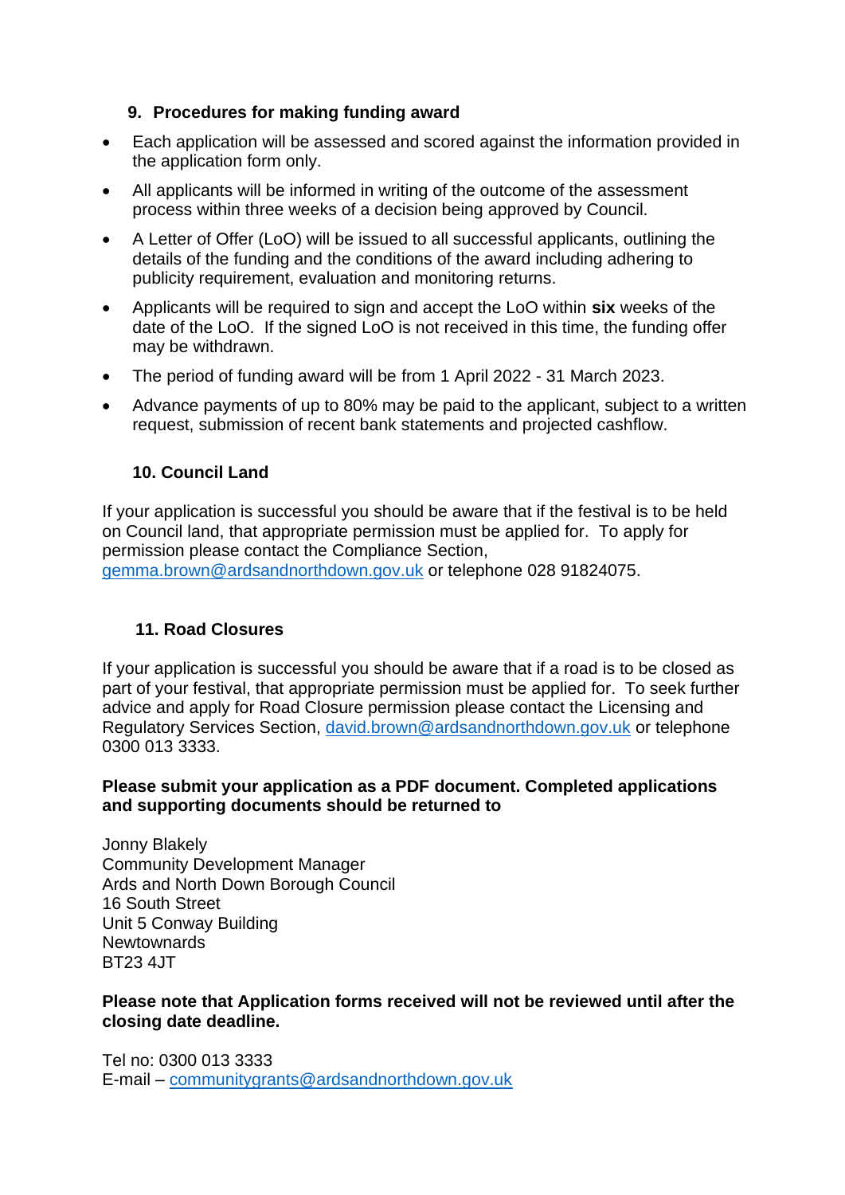## 9. Procedures for making funding award

- Each application will be assessed and scored against the information provided in the application form only.
- All applicants will be informed in writing of the outcome of the assessment process within three weeks of a decision being approved by Council.
- A Letter of Offer (LoO) will be issued to all successful applicants, outlining the details of the funding and the conditions of the award including adhering to publicity requirement, evaluation and monitoring returns.
- Applicants will be required to sign and accept the LoO within **six** weeks of the date of the LoO. If the signed LoO is not received in this time, the funding offer may be withdrawn.
- The period of funding award will be from 1 April 2022 - 31 March 2023.
- Advance payments of up to 80% may be paid to the applicant, subject to a written request, submission of recent bank statements and projected cashflow.

## 10. Council Land

If your application is successful you should be aware that if the festival is to be held on Council land, that appropriate permission must be applied for. To apply for permission please contact the Compliance Section, gemma.brown@ardsandnorthdown.gov.uk or telephone 028 91824075.

## 11. Road Closures

If your application is successful you should be aware that if a road is to be closed as part of your festival, that appropriate permission must be applied for. To seek further advice and apply for Road Closure permission please contact the Licensing and Regulatory Services Section, david.brown@ardsandnorthdown.gov.uk or telephone 0300 013 3333.

**Please submit your application as a PDF document. Completed applications and supporting documents should be returned to**

Jonny Blakely
Community Development Manager
Ards and North Down Borough Council
16 South Street
Unit 5 Conway Building
Newtownards
BT23 4JT

**Please note that Application forms received will not be reviewed until after the closing date deadline.**

Tel no: 0300 013 3333
E-mail – communitygrants@ardsandnorthdown.gov.uk